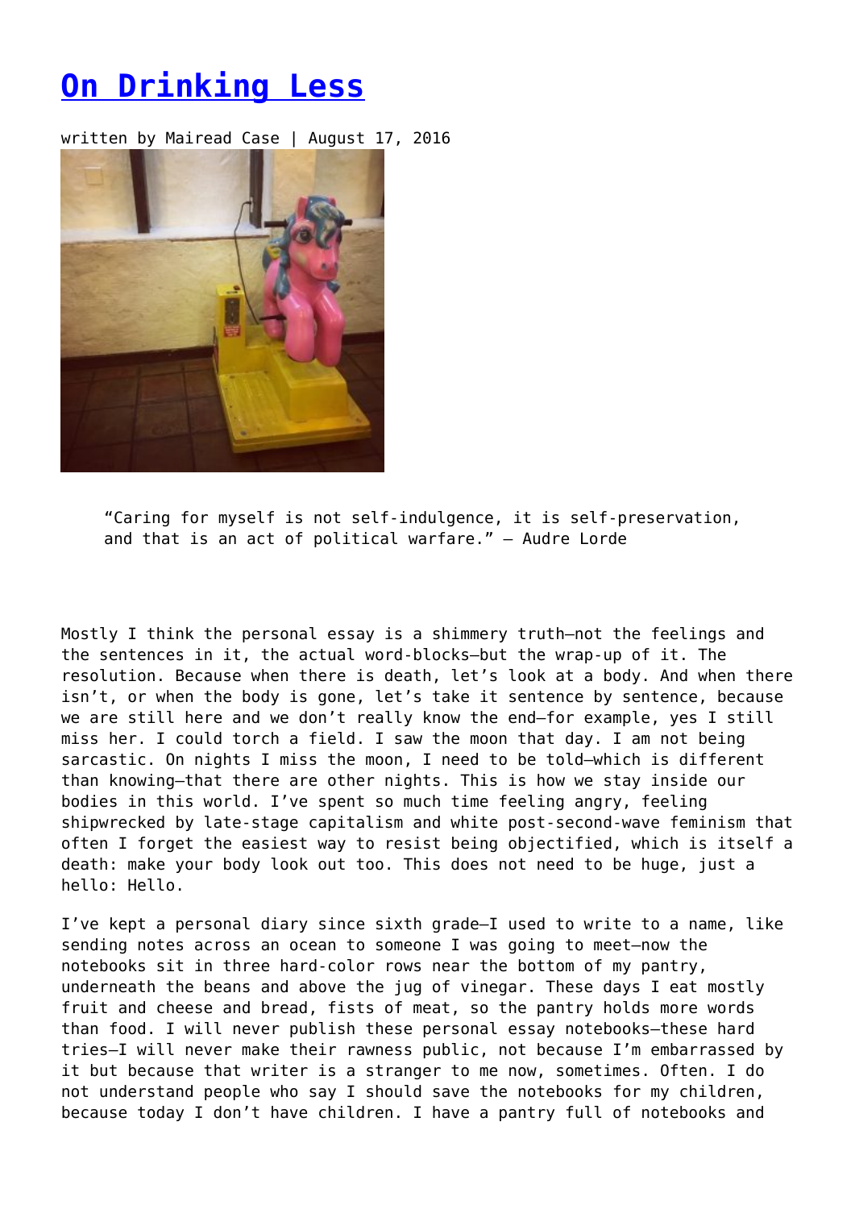# [On Drinking Less](#)

written by Mairead Case | August 17, 2016

> "Caring for myself is not self-indulgence, it is self-preservation, and that is an act of political warfare." — Audre Lorde

Mostly I think the personal essay is a shimmery truth—not the feelings and the sentences in it, the actual word-blocks—but the wrap-up of it. The resolution. Because when there is death, let's look at a body. And when there isn't, or when the body is gone, let's take it sentence by sentence, because we are still here and we don't really know the end—for example, yes I still miss her. I could torch a field. I saw the moon that day. I am not being sarcastic. On nights I miss the moon, I need to be told—which is different than knowing—that there are other nights. This is how we stay inside our bodies in this world. I've spent so much time feeling angry, feeling shipwrecked by late-stage capitalism and white post-second-wave feminism that often I forget the easiest way to resist being objectified, which is itself a death: make your body look out too. This does not need to be huge, just a hello: Hello.

I've kept a personal diary since sixth grade—I used to write to a name, like sending notes across an ocean to someone I was going to meet—now the notebooks sit in three hard-color rows near the bottom of my pantry, underneath the beans and above the jug of vinegar. These days I eat mostly fruit and cheese and bread, fists of meat, so the pantry holds more words than food. I will never publish these personal essay notebooks—these hard tries—I will never make their rawness public, not because I'm embarrassed by it but because that writer is a stranger to me now, sometimes. Often. I do not understand people who say I should save the notebooks for my children, because today I don't have children. I have a pantry full of notebooks and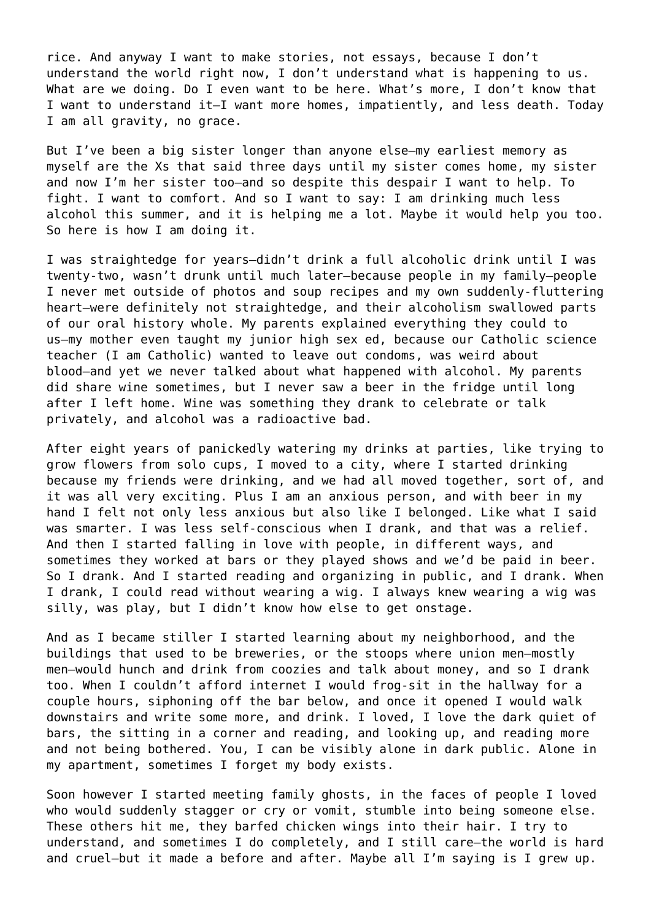rice. And anyway I want to make stories, not essays, because I don't understand the world right now, I don't understand what is happening to us. What are we doing. Do I even want to be here. What's more, I don't know that I want to understand it—I want more homes, impatiently, and less death. Today I am all gravity, no grace.

But I've been a big sister longer than anyone else—my earliest memory as myself are the Xs that said three days until my sister comes home, my sister and now I'm her sister too—and so despite this despair I want to help. To fight. I want to comfort. And so I want to say: I am drinking much less alcohol this summer, and it is helping me a lot. Maybe it would help you too. So here is how I am doing it.

I was straightedge for years—didn't drink a full alcoholic drink until I was twenty-two, wasn't drunk until much later—because people in my family—people I never met outside of photos and soup recipes and my own suddenly-fluttering heart—were definitely not straightedge, and their alcoholism swallowed parts of our oral history whole. My parents explained everything they could to us—my mother even taught my junior high sex ed, because our Catholic science teacher (I am Catholic) wanted to leave out condoms, was weird about blood—and yet we never talked about what happened with alcohol. My parents did share wine sometimes, but I never saw a beer in the fridge until long after I left home. Wine was something they drank to celebrate or talk privately, and alcohol was a radioactive bad.

After eight years of panickedly watering my drinks at parties, like trying to grow flowers from solo cups, I moved to a city, where I started drinking because my friends were drinking, and we had all moved together, sort of, and it was all very exciting. Plus I am an anxious person, and with beer in my hand I felt not only less anxious but also like I belonged. Like what I said was smarter. I was less self-conscious when I drank, and that was a relief. And then I started falling in love with people, in different ways, and sometimes they worked at bars or they played shows and we'd be paid in beer. So I drank. And I started reading and organizing in public, and I drank. When I drank, I could read without wearing a wig. I always knew wearing a wig was silly, was play, but I didn't know how else to get onstage.

And as I became stiller I started learning about my neighborhood, and the buildings that used to be breweries, or the stoops where union men—mostly men—would hunch and drink from coozies and talk about money, and so I drank too. When I couldn't afford internet I would frog-sit in the hallway for a couple hours, siphoning off the bar below, and once it opened I would walk downstairs and write some more, and drink. I loved, I love the dark quiet of bars, the sitting in a corner and reading, and looking up, and reading more and not being bothered. You, I can be visibly alone in dark public. Alone in my apartment, sometimes I forget my body exists.

Soon however I started meeting family ghosts, in the faces of people I loved who would suddenly stagger or cry or vomit, stumble into being someone else. These others hit me, they barfed chicken wings into their hair. I try to understand, and sometimes I do completely, and I still care—the world is hard and cruel—but it made a before and after. Maybe all I'm saying is I grew up.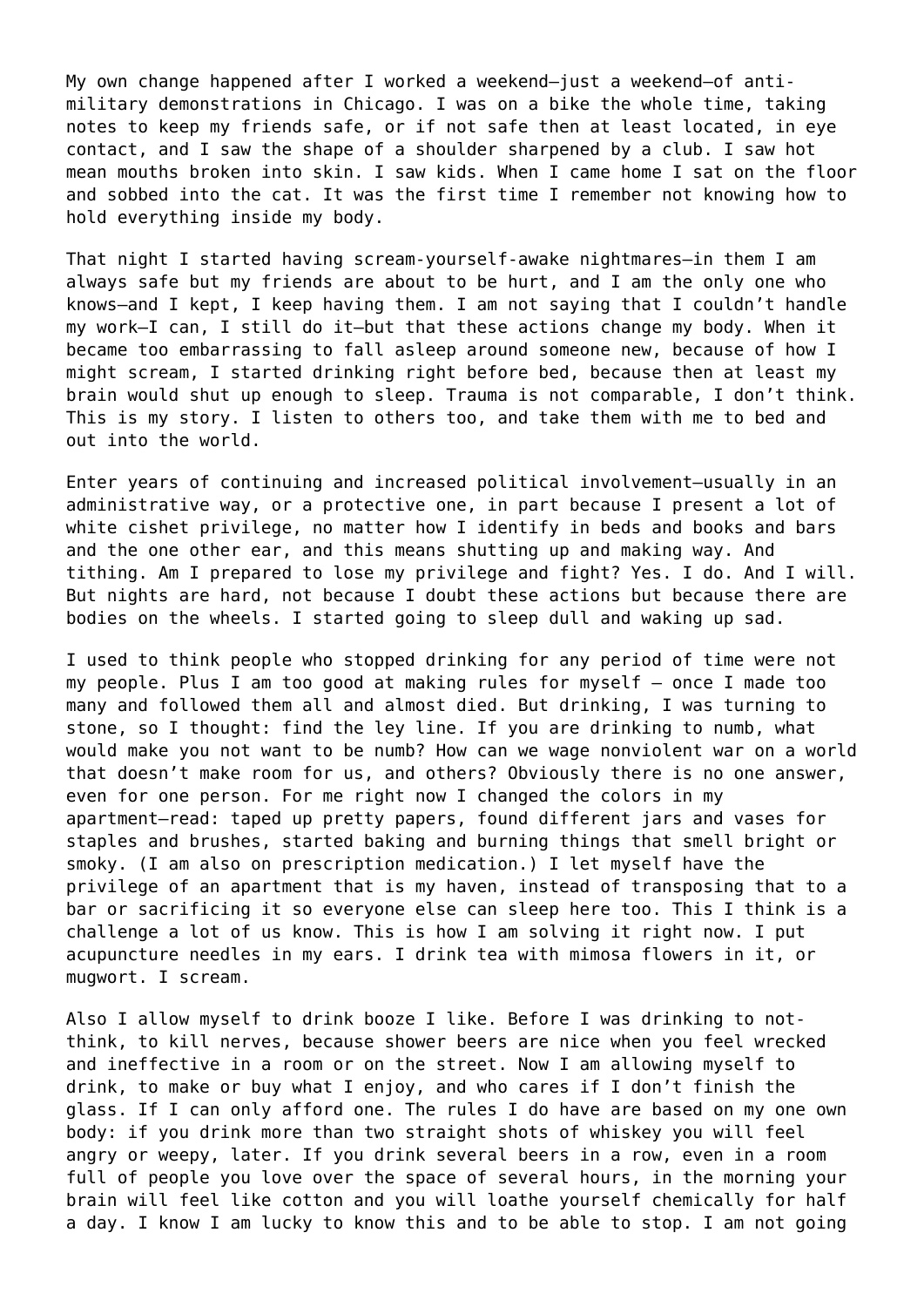My own change happened after I worked a weekend—just a weekend—of anti-military demonstrations in Chicago. I was on a bike the whole time, taking notes to keep my friends safe, or if not safe then at least located, in eye contact, and I saw the shape of a shoulder sharpened by a club. I saw hot mean mouths broken into skin. I saw kids. When I came home I sat on the floor and sobbed into the cat. It was the first time I remember not knowing how to hold everything inside my body.

That night I started having scream-yourself-awake nightmares—in them I am always safe but my friends are about to be hurt, and I am the only one who knows—and I kept, I keep having them. I am not saying that I couldn't handle my work—I can, I still do it—but that these actions change my body. When it became too embarrassing to fall asleep around someone new, because of how I might scream, I started drinking right before bed, because then at least my brain would shut up enough to sleep. Trauma is not comparable, I don't think. This is my story. I listen to others too, and take them with me to bed and out into the world.

Enter years of continuing and increased political involvement—usually in an administrative way, or a protective one, in part because I present a lot of white cishet privilege, no matter how I identify in beds and books and bars and the one other ear, and this means shutting up and making way. And tithing. Am I prepared to lose my privilege and fight? Yes. I do. And I will. But nights are hard, not because I doubt these actions but because there are bodies on the wheels. I started going to sleep dull and waking up sad.

I used to think people who stopped drinking for any period of time were not my people. Plus I am too good at making rules for myself – once I made too many and followed them all and almost died. But drinking, I was turning to stone, so I thought: find the ley line. If you are drinking to numb, what would make you not want to be numb? How can we wage nonviolent war on a world that doesn't make room for us, and others? Obviously there is no one answer, even for one person. For me right now I changed the colors in my apartment—read: taped up pretty papers, found different jars and vases for staples and brushes, started baking and burning things that smell bright or smoky. (I am also on prescription medication.) I let myself have the privilege of an apartment that is my haven, instead of transposing that to a bar or sacrificing it so everyone else can sleep here too. This I think is a challenge a lot of us know. This is how I am solving it right now. I put acupuncture needles in my ears. I drink tea with mimosa flowers in it, or mugwort. I scream.

Also I allow myself to drink booze I like. Before I was drinking to not-think, to kill nerves, because shower beers are nice when you feel wrecked and ineffective in a room or on the street. Now I am allowing myself to drink, to make or buy what I enjoy, and who cares if I don't finish the glass. If I can only afford one. The rules I do have are based on my one own body: if you drink more than two straight shots of whiskey you will feel angry or weepy, later. If you drink several beers in a row, even in a room full of people you love over the space of several hours, in the morning your brain will feel like cotton and you will loathe yourself chemically for half a day. I know I am lucky to know this and to be able to stop. I am not going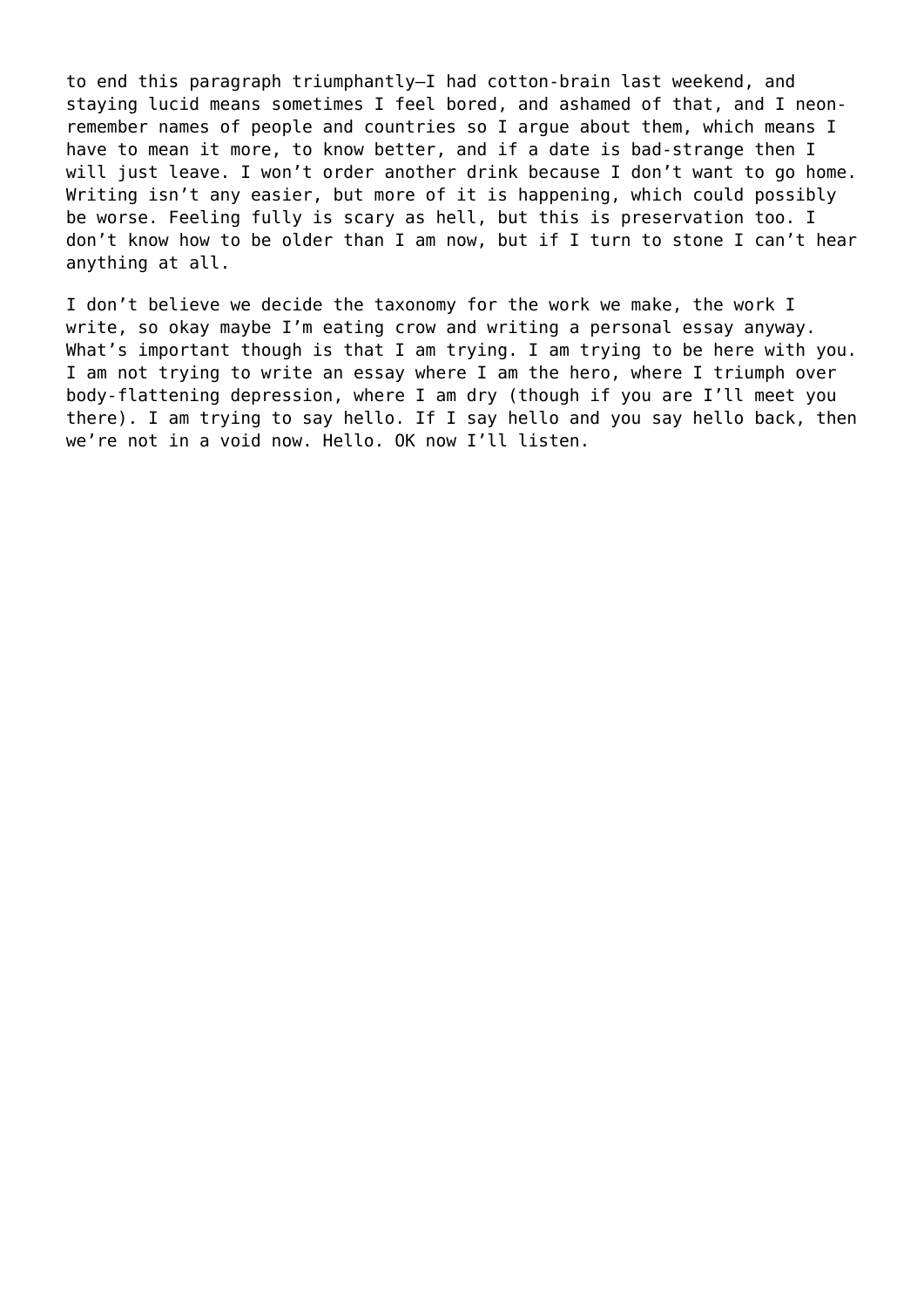to end this paragraph triumphantly—I had cotton-brain last weekend, and staying lucid means sometimes I feel bored, and ashamed of that, and I neon-remember names of people and countries so I argue about them, which means I have to mean it more, to know better, and if a date is bad-strange then I will just leave. I won't order another drink because I don't want to go home. Writing isn't any easier, but more of it is happening, which could possibly be worse. Feeling fully is scary as hell, but this is preservation too. I don't know how to be older than I am now, but if I turn to stone I can't hear anything at all.

I don't believe we decide the taxonomy for the work we make, the work I write, so okay maybe I'm eating crow and writing a personal essay anyway. What's important though is that I am trying. I am trying to be here with you. I am not trying to write an essay where I am the hero, where I triumph over body-flattening depression, where I am dry (though if you are I'll meet you there). I am trying to say hello. If I say hello and you say hello back, then we're not in a void now. Hello. OK now I'll listen.